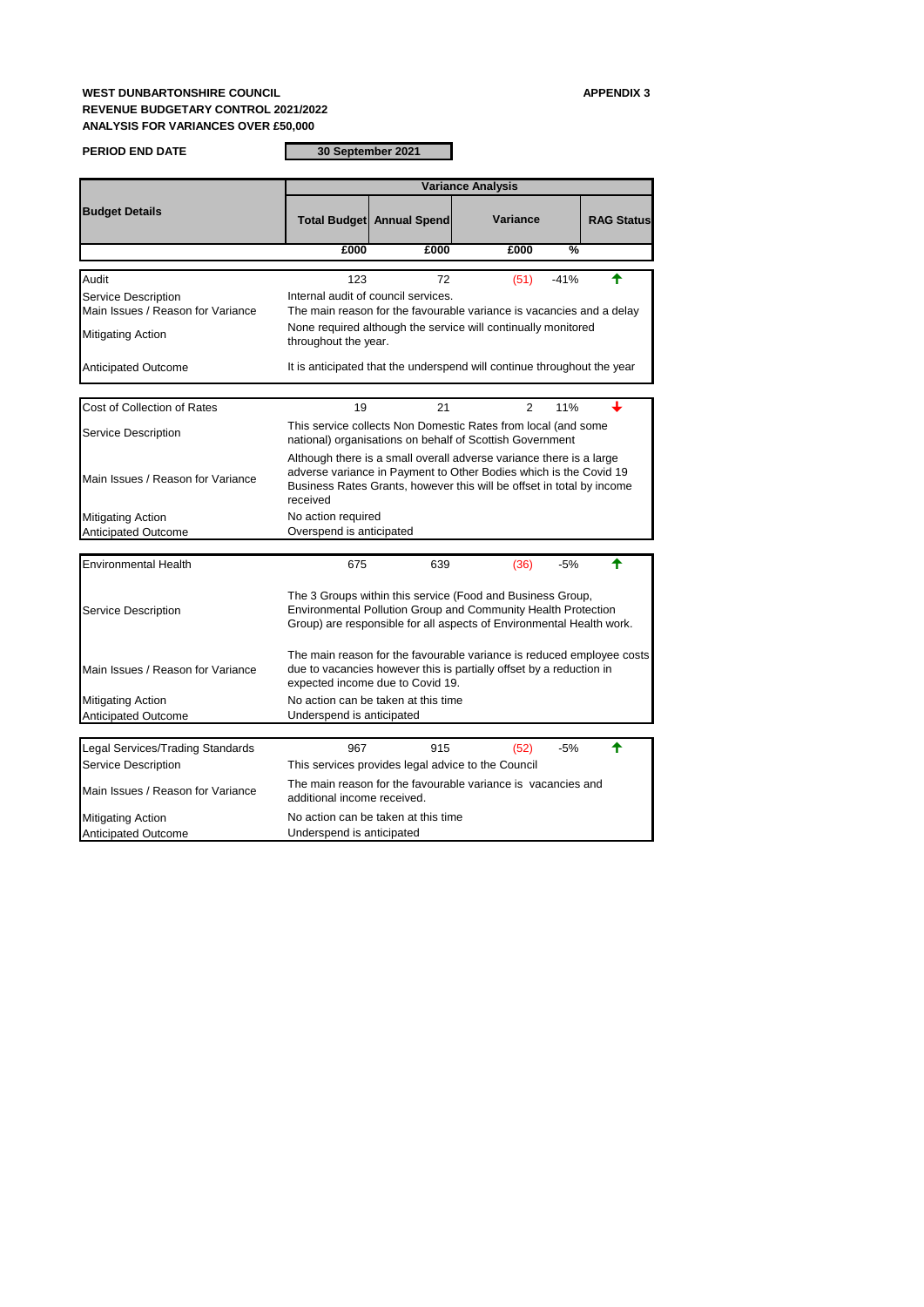**WEST DUNBARTONSHIRE COUNCIL** **APPENDIX 3**

**REVENUE BUDGETARY CONTROL 2021/2022**

**ANALYSIS FOR VARIANCES OVER £50,000**

**PERIOD END DATE** **30 September 2021**

| Budget Details | Total Budget | Annual Spend | Variance | | RAG Status |
|---|---|---|---|---|---|
| | £000 | £000 | £000 | % | |
| Audit | 123 | 72 | (51) | -41% | ↑ |
| Service Description | Internal audit of council services. | | | | |
| Main Issues / Reason for Variance | The main reason for the favourable variance is vacancies and a delay | | | | |
| Mitigating Action | None required although the service will continually monitored throughout the year. | | | | |
| Anticipated Outcome | It is anticipated that the underspend will continue throughout the year | | | | |
| Cost of Collection of Rates | 19 | 21 | 2 | 11% | ↓ |
| Service Description | This service collects Non Domestic Rates from local (and some national) organisations on behalf of Scottish Government | | | | |
| Main Issues / Reason for Variance | Although there is a small overall adverse variance there is a large adverse variance in Payment to Other Bodies which is the Covid 19 Business Rates Grants, however this will be offset in total by income received | | | | |
| Mitigating Action | No action required | | | | |
| Anticipated Outcome | Overspend is anticipated | | | | |
| Environmental Health | 675 | 639 | (36) | -5% | ↑ |
| Service Description | The 3 Groups within this service (Food and Business Group, Environmental Pollution Group and Community Health Protection Group) are responsible for all aspects of Environmental Health work. | | | | |
| Main Issues / Reason for Variance | The main reason for the favourable variance is reduced employee costs due to vacancies however this is partially offset by a reduction in expected income due to Covid 19. | | | | |
| Mitigating Action | No action can be taken at this time | | | | |
| Anticipated Outcome | Underspend is anticipated | | | | |
| Legal Services/Trading Standards | 967 | 915 | (52) | -5% | ↑ |
| Service Description | This services provides legal advice to the Council | | | | |
| Main Issues / Reason for Variance | The main reason for the favourable variance is vacancies and additional income received. | | | | |
| Mitigating Action | No action can be taken at this time | | | | |
| Anticipated Outcome | Underspend is anticipated | | | | |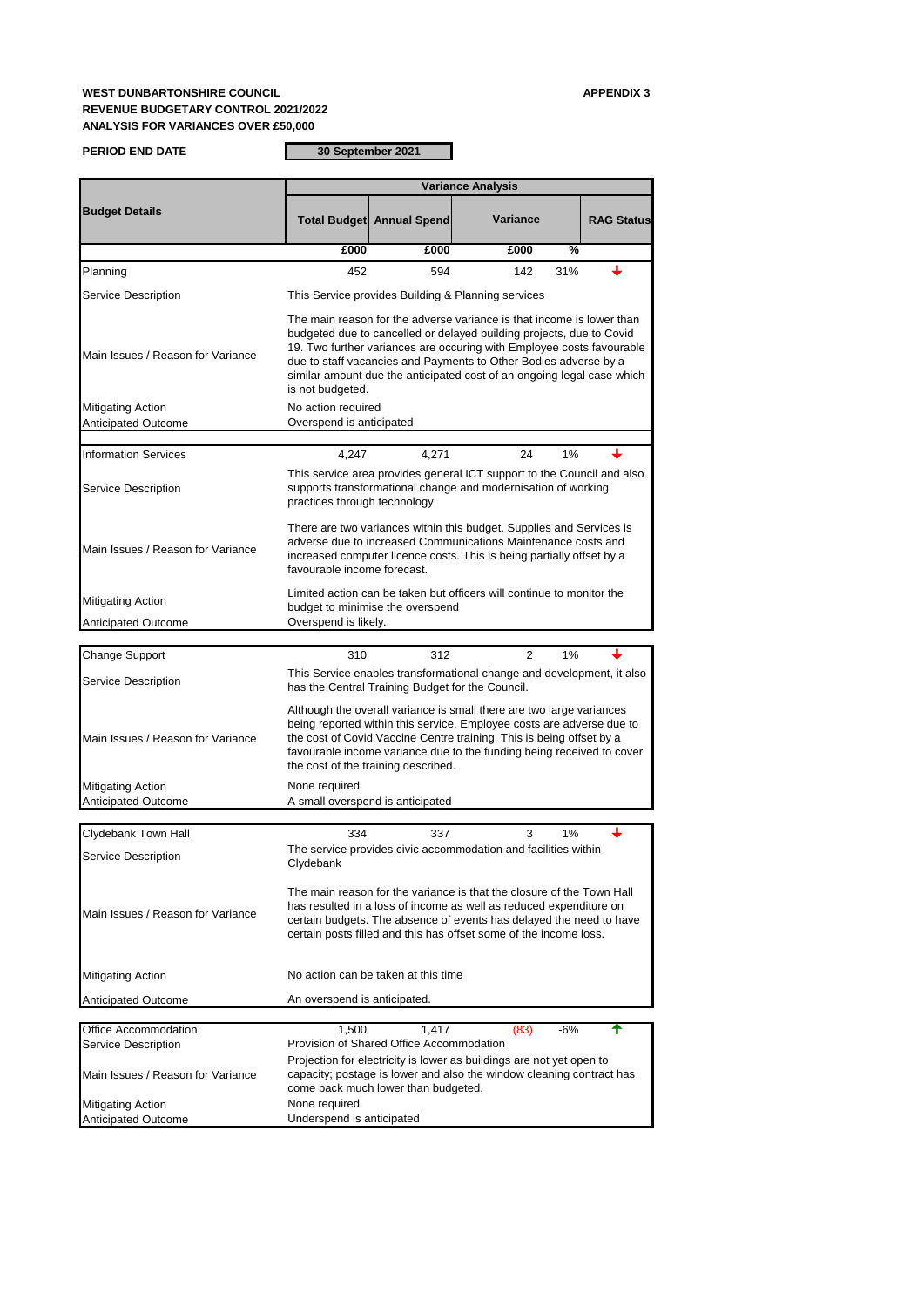**WEST DUNBARTONSHIRE COUNCIL**
**REVENUE BUDGETARY CONTROL 2021/2022**
**ANALYSIS FOR VARIANCES OVER £50,000**

**APPENDIX 3**

**PERIOD END DATE** **30 September 2021**

| Budget Details | Total Budget | Annual Spend | Variance | | RAG Status |
|---|---|---|---|---|---|
| | £000 | £000 | £000 | % | |
| Planning | 452 | 594 | 142 | 31% | ↓ |
| Service Description | This Service provides Building & Planning services | | | | |
| Main Issues / Reason for Variance | The main reason for the adverse variance is that income is lower than budgeted due to cancelled or delayed building projects, due to Covid 19. Two further variances are occuring with Employee costs favourable due to staff vacancies and Payments to Other Bodies adverse by a similar amount due the anticipated cost of an ongoing legal case which is not budgeted. | | | | |
| Mitigating Action | No action required | | | | |
| Anticipated Outcome | Overspend is anticipated | | | | |
| Information Services | 4,247 | 4,271 | 24 | 1% | ↓ |
| Service Description | This service area provides general ICT support to the Council and also supports transformational change and modernisation of working practices through technology | | | | |
| Main Issues / Reason for Variance | There are two variances within this budget. Supplies and Services is adverse due to increased Communications Maintenance costs and increased computer licence costs. This is being partially offset by a favourable income forecast. | | | | |
| Mitigating Action | Limited action can be taken but officers will continue to monitor the budget to minimise the overspend | | | | |
| Anticipated Outcome | Overspend is likely. | | | | |
| Change Support | 310 | 312 | 2 | 1% | ↓ |
| Service Description | This Service enables transformational change and development, it also has the Central Training Budget for the Council. | | | | |
| Main Issues / Reason for Variance | Although the overall variance is small there are two large variances being reported within this service. Employee costs are adverse due to the cost of Covid Vaccine Centre training. This is being offset by a favourable income variance due to the funding being received to cover the cost of the training described. | | | | |
| Mitigating Action | None required | | | | |
| Anticipated Outcome | A small overspend is anticipated | | | | |
| Clydebank Town Hall | 334 | 337 | 3 | 1% | ↓ |
| Service Description | The service provides civic accommodation and facilities within Clydebank | | | | |
| Main Issues / Reason for Variance | The main reason for the variance is that the closure of the Town Hall has resulted in a loss of income as well as reduced expenditure on certain budgets. The absence of events has delayed the need to have certain posts filled and this has offset some of the income loss. | | | | |
| Mitigating Action | No action can be taken at this time | | | | |
| Anticipated Outcome | An overspend is anticipated. | | | | |
| Office Accommodation | 1,500 | 1,417 | (83) | -6% | ↑ |
| Service Description | Provision of Shared Office Accommodation | | | | |
| Main Issues / Reason for Variance | Projection for electricity is lower as buildings are not yet open to capacity; postage is lower and also the window cleaning contract has come back much lower than budgeted. | | | | |
| Mitigating Action | None required | | | | |
| Anticipated Outcome | Underspend is anticipated | | | | |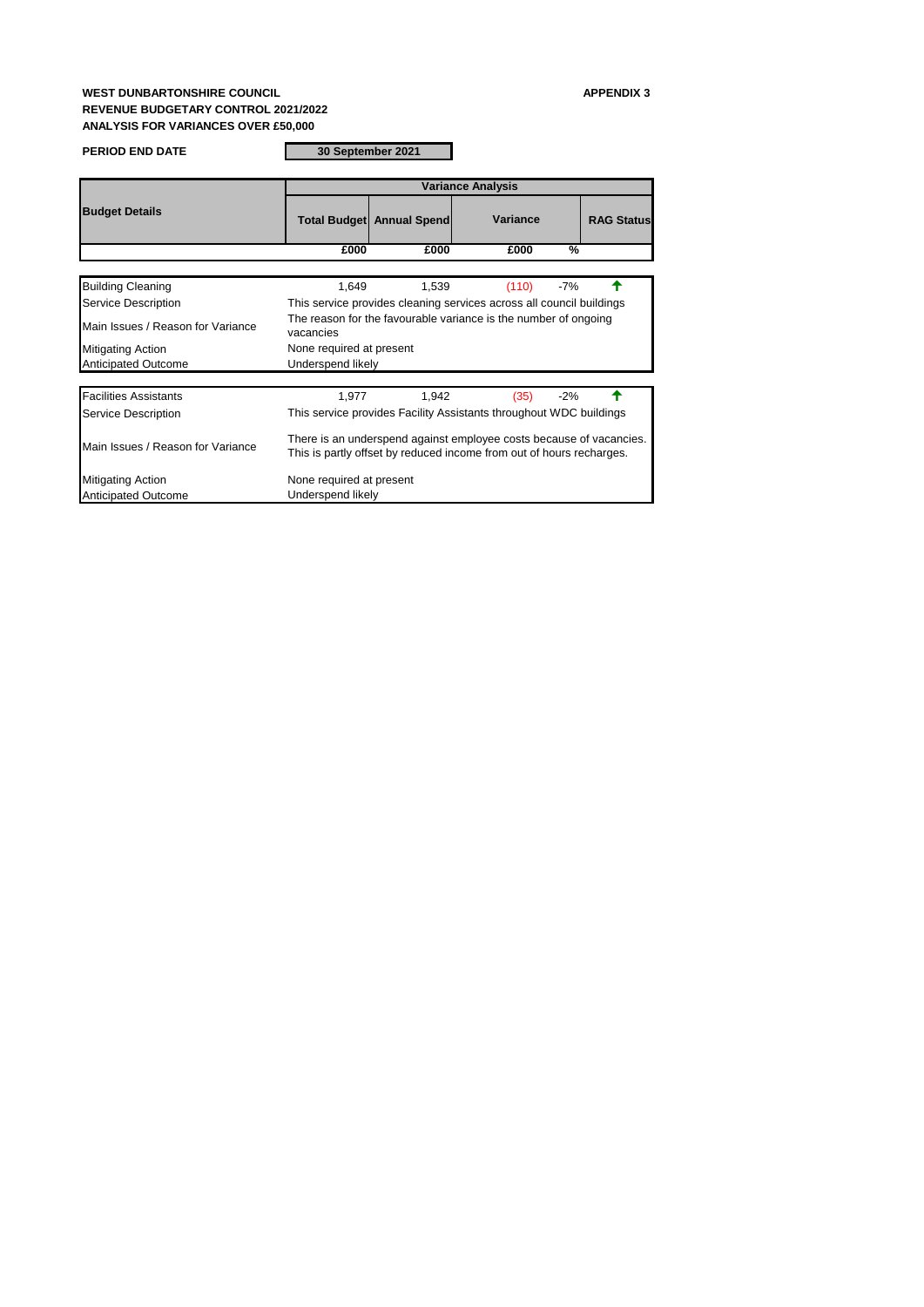**WEST DUNBARTONSHIRE COUNCIL** **APPENDIX 3**

**REVENUE BUDGETARY CONTROL 2021/2022**

**ANALYSIS FOR VARIANCES OVER £50,000**

**PERIOD END DATE** **30 September 2021**

| **Budget Details** | **Variance Analysis** | | | | |
|---|---|---|---|---|---|
| | **Total Budget** | **Annual Spend** | **Variance** | | **RAG Status** |
| | **£000** | **£000** | **£000** | **%** | |
| Building Cleaning | 1,649 | 1,539 | (110) | -7% | ↑ |
| Service Description | This service provides cleaning services across all council buildings | | | | |
| Main Issues / Reason for Variance | The reason for the favourable variance is the number of ongoing vacancies | | | | |
| Mitigating Action | None required at present | | | | |
| Anticipated Outcome | Underspend likely | | | | |
| Facilities Assistants | 1,977 | 1,942 | (35) | -2% | ↑ |
| Service Description | This service provides Facility Assistants throughout WDC buildings | | | | |
| Main Issues / Reason for Variance | There is an underspend against employee costs because of vacancies. This is partly offset by reduced income from out of hours recharges. | | | | |
| Mitigating Action | None required at present | | | | |
| Anticipated Outcome | Underspend likely | | | | |